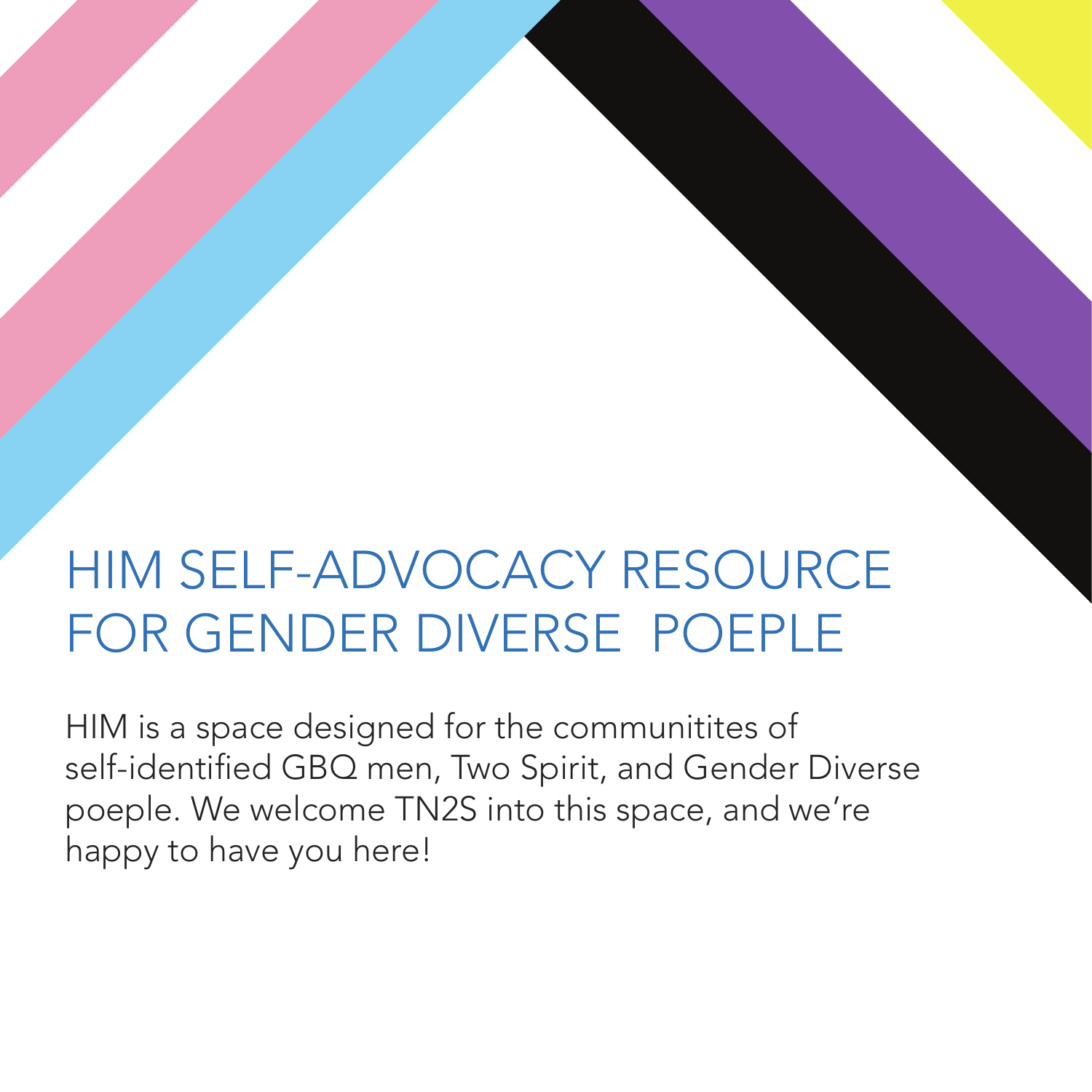# HIM SELF-ADVOCACY RESOURCE FOR GENDER DIVERSE POEPLE

HIM is a space designed for the communitites of self-identified GBQ men, Two Spirit, and Gender Diverse poeple. We welcome TN2S into this space, and we're happy to have you here!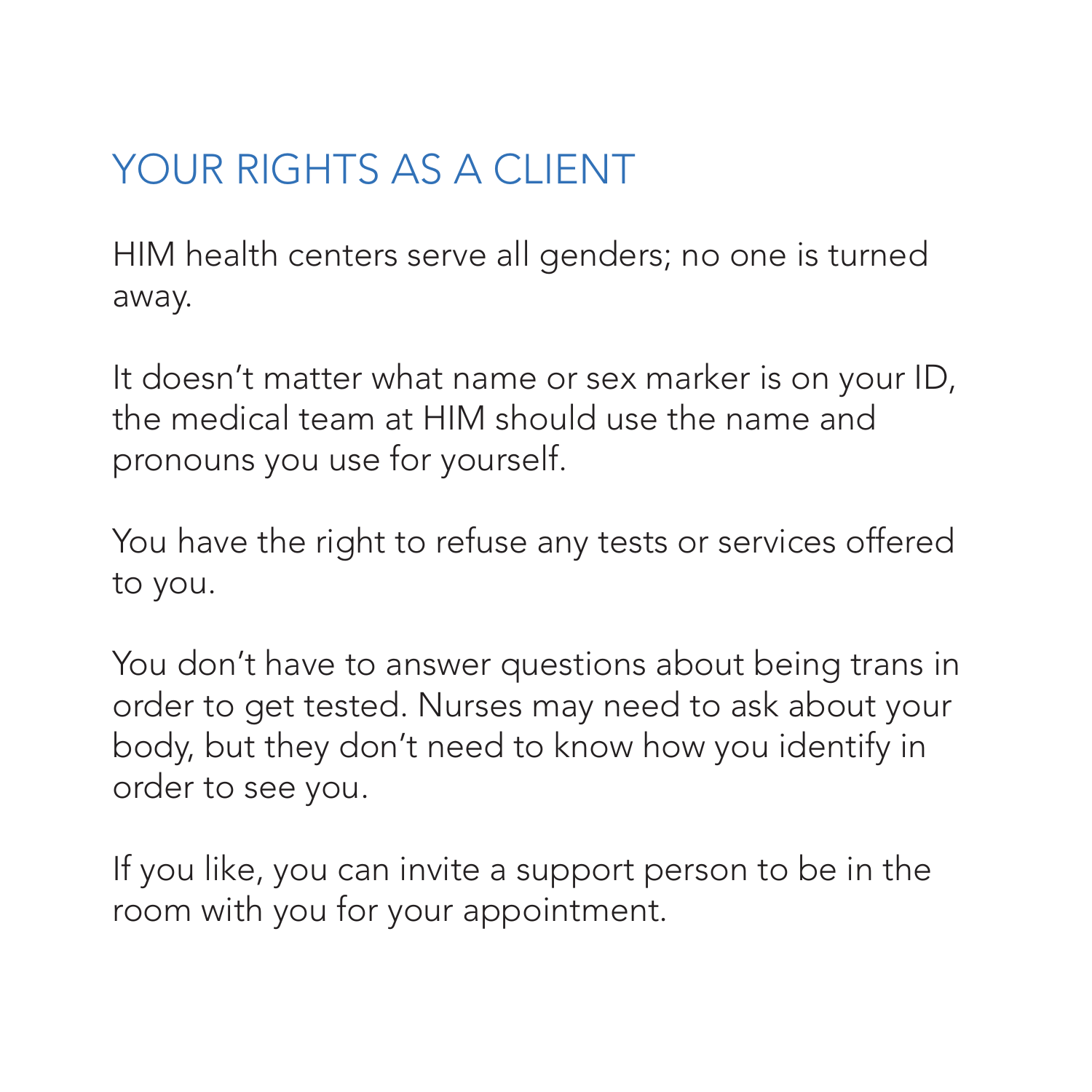# YOUR RIGHTS AS A CLIENT

HIM health centers serve all genders; no one is turned away.

It doesn't matter what name or sex marker is on your ID, the medical team at HIM should use the name and pronouns you use for yourself.

You have the right to refuse any tests or services offered to you.

You don't have to answer questions about being trans in order to get tested. Nurses may need to ask about your body, but they don't need to know how you identify in order to see you.

If you like, you can invite a support person to be in the room with you for your appointment.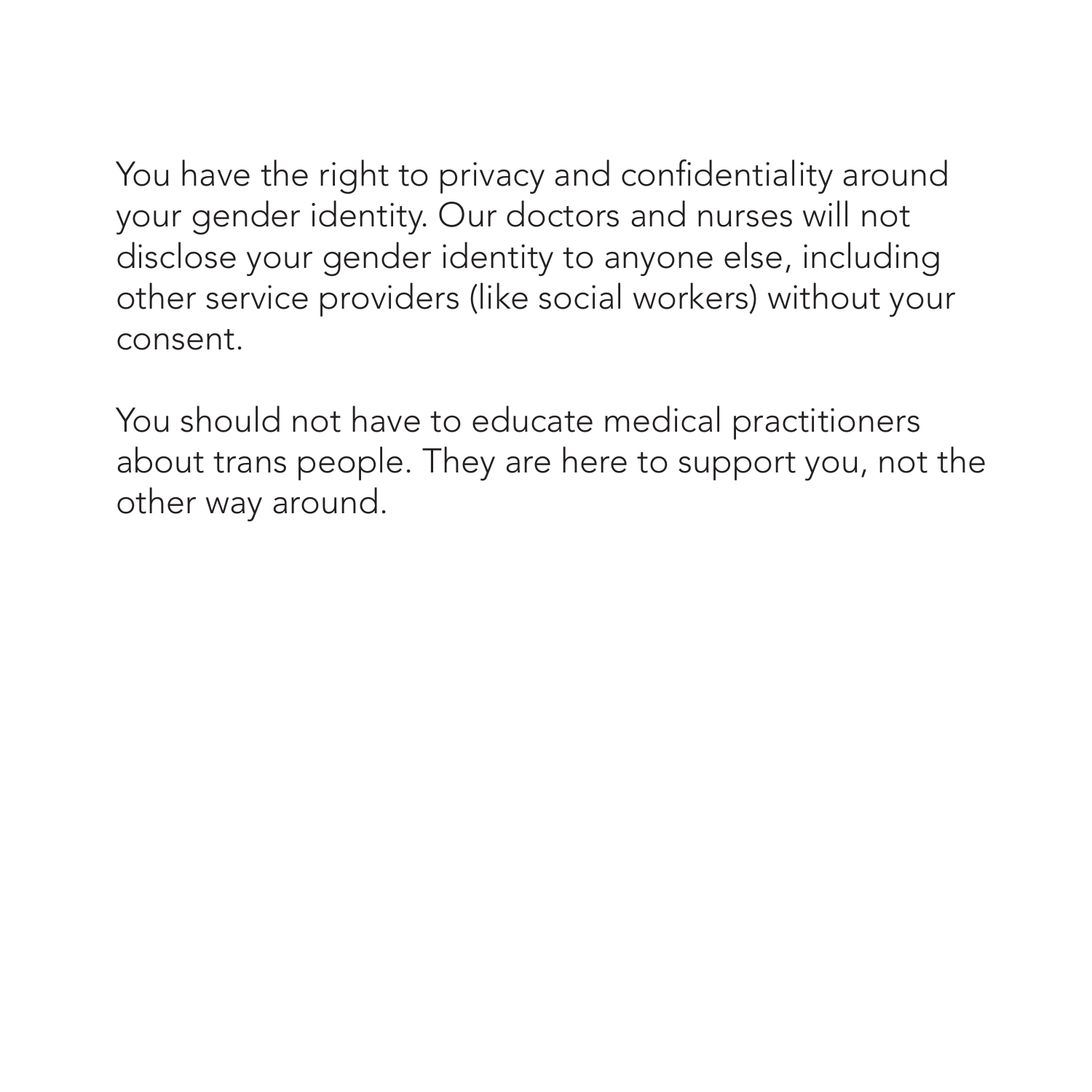You have the right to privacy and confidentiality around your gender identity. Our doctors and nurses will not disclose your gender identity to anyone else, including other service providers (like social workers) without your consent.

You should not have to educate medical practitioners about trans people. They are here to support you, not the other way around.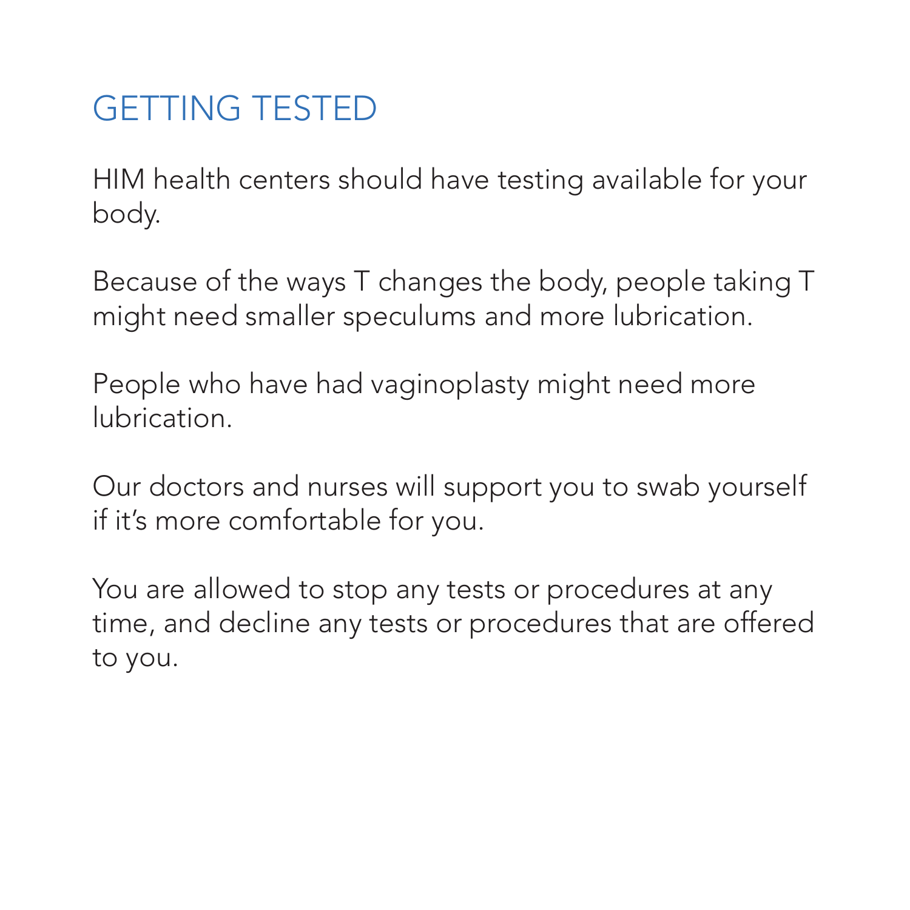# GETTING TESTED

HIM health centers should have testing available for your body.

Because of the ways T changes the body, people taking T might need smaller speculums and more lubrication.

People who have had vaginoplasty might need more lubrication.

Our doctors and nurses will support you to swab yourself if it's more comfortable for you.

You are allowed to stop any tests or procedures at any time, and decline any tests or procedures that are offered to you.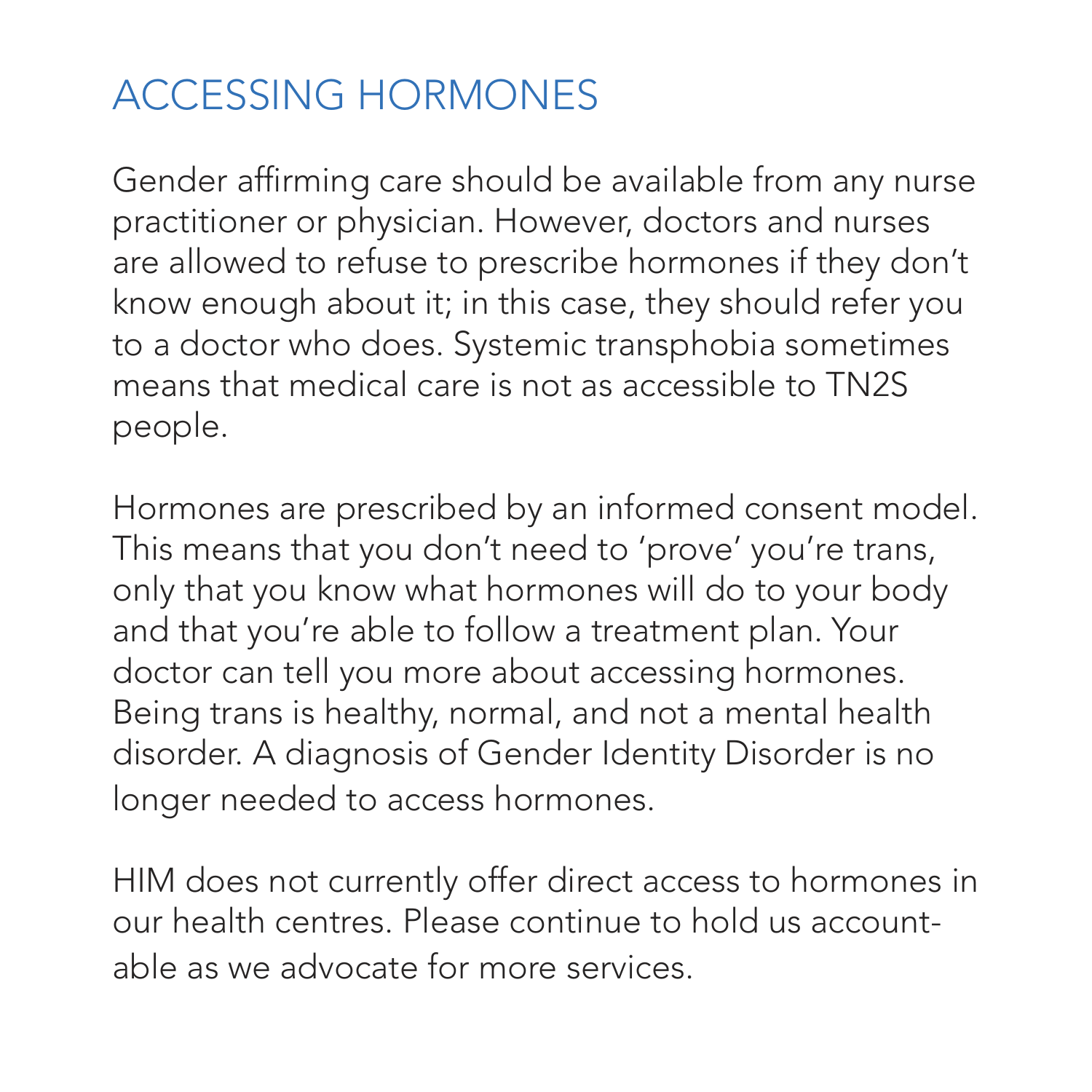# ACCESSING HORMONES

Gender affirming care should be available from any nurse practitioner or physician. However, doctors and nurses are allowed to refuse to prescribe hormones if they don't know enough about it; in this case, they should refer you to a doctor who does. Systemic transphobia sometimes means that medical care is not as accessible to TN2S people.

Hormones are prescribed by an informed consent model. This means that you don't need to 'prove' you're trans, only that you know what hormones will do to your body and that you're able to follow a treatment plan. Your doctor can tell you more about accessing hormones. Being trans is healthy, normal, and not a mental health disorder. A diagnosis of Gender Identity Disorder is no longer needed to access hormones.

HIM does not currently offer direct access to hormones in our health centres. Please continue to hold us accountable as we advocate for more services.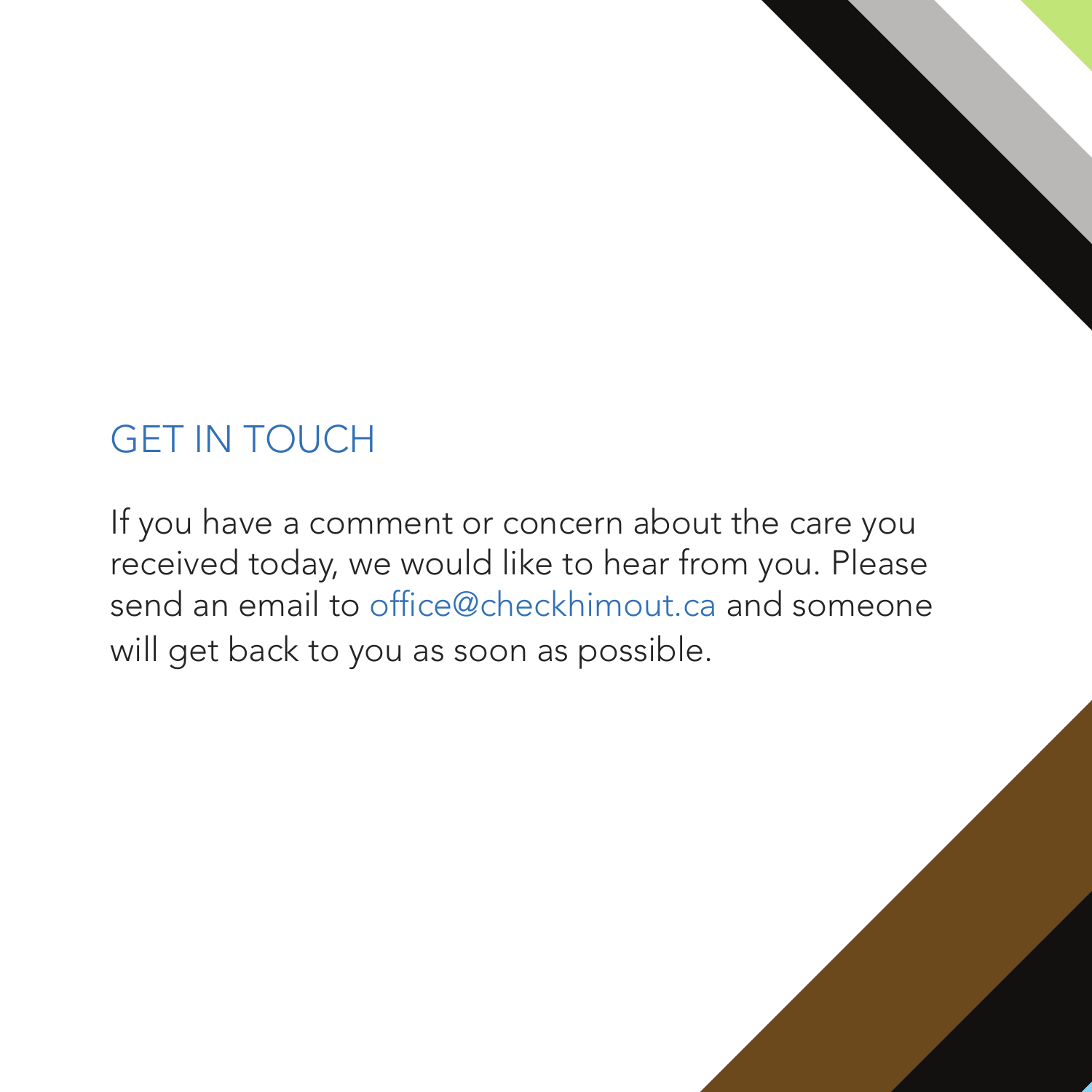## GET IN TOUCH

If you have a comment or concern about the care you received today, we would like to hear from you. Please send an email to office@checkhimout.ca and someone will get back to you as soon as possible.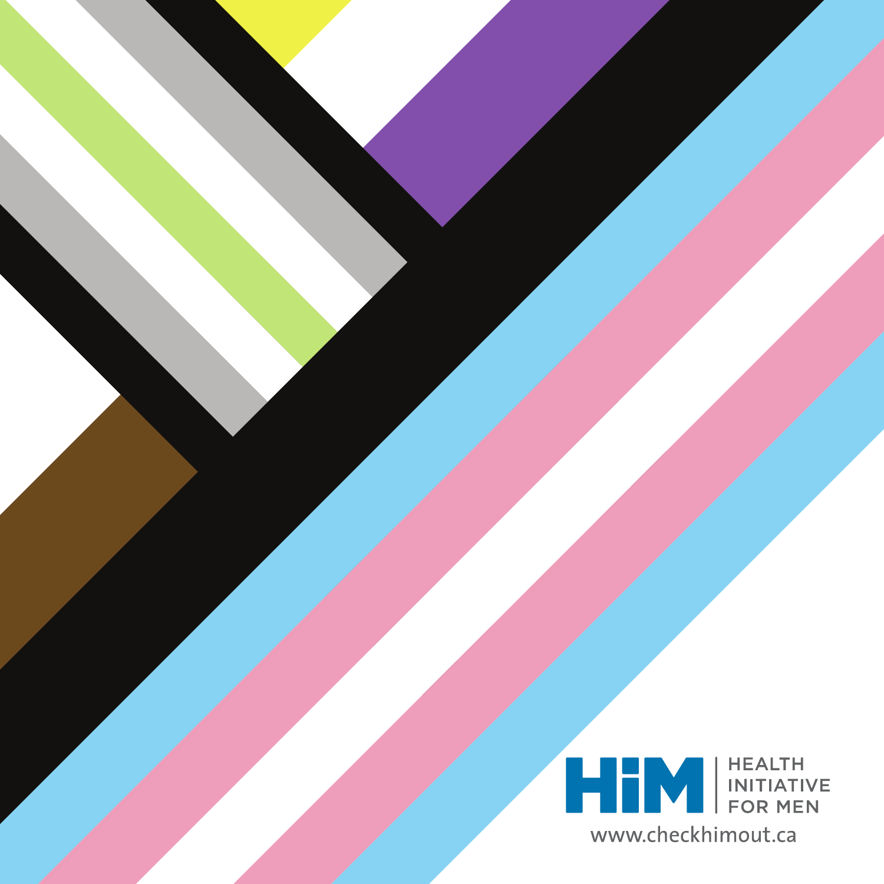HiM | HEALTH INITIATIVE FOR MEN

www.checkhimout.ca